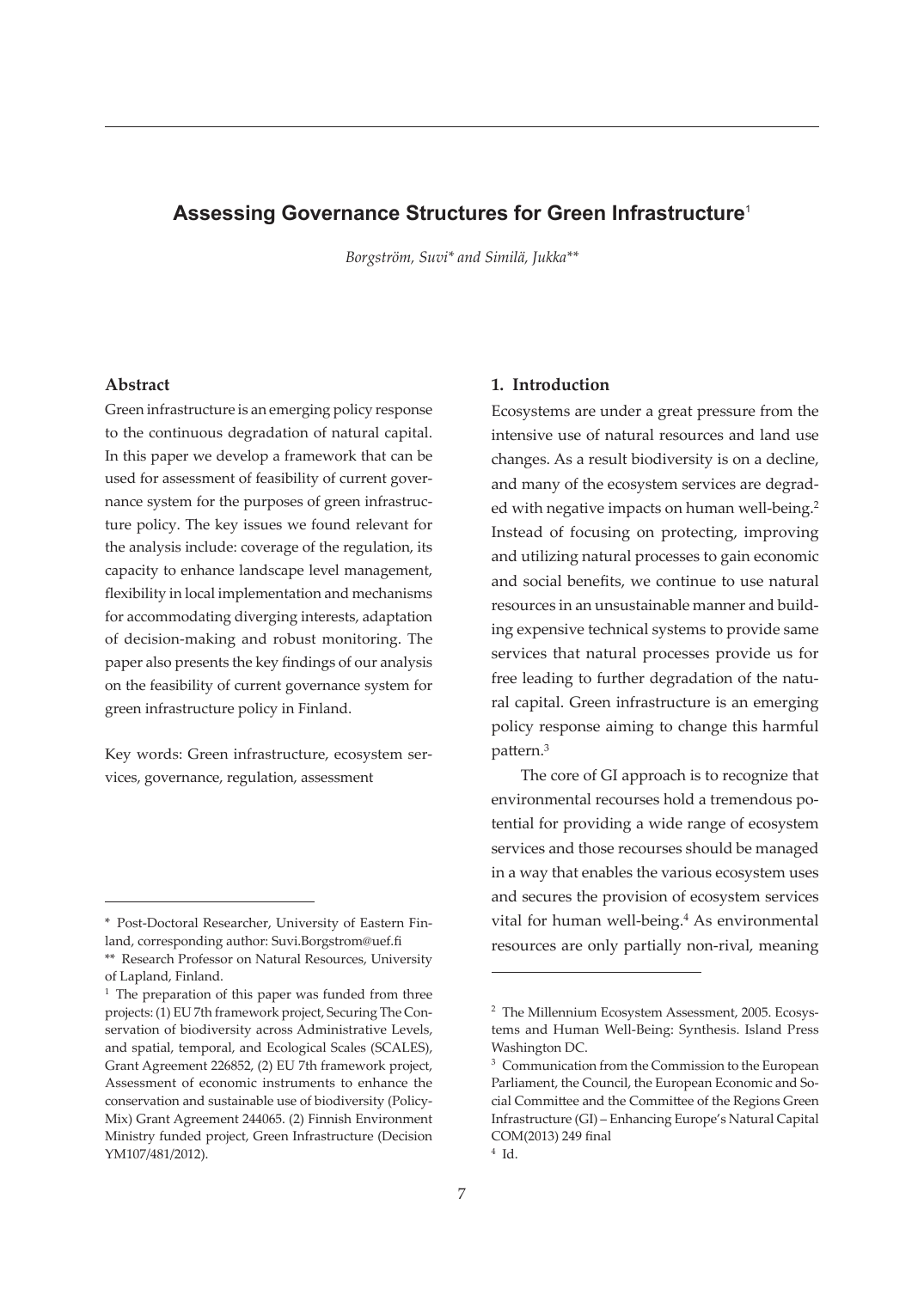# Assessing Governance Structures for Green Infrastructure[1]

*Borgström, Suvi\* and Similä, Jukka\*\**

## Abstract

Green infrastructure is an emerging policy response to the continuous degradation of natural capital. In this paper we develop a framework that can be used for assessment of feasibility of current governance system for the purposes of green infrastructure policy. The key issues we found relevant for the analysis include: coverage of the regulation, its capacity to enhance landscape level management, flexibility in local implementation and mechanisms for accommodating diverging interests, adaptation of decision-making and robust monitoring. The paper also presents the key findings of our analysis on the feasibility of current governance system for green infrastructure policy in Finland.

Key words: Green infrastructure, ecosystem services, governance, regulation, assessment

## 1. Introduction

Ecosystems are under a great pressure from the intensive use of natural resources and land use changes. As a result biodiversity is on a decline, and many of the ecosystem services are degraded with negative impacts on human well-being.[2] Instead of focusing on protecting, improving and utilizing natural processes to gain economic and social benefits, we continue to use natural resources in an unsustainable manner and building expensive technical systems to provide same services that natural processes provide us for free leading to further degradation of the natural capital. Green infrastructure is an emerging policy response aiming to change this harmful pattern.[3]

The core of GI approach is to recognize that environmental recourses hold a tremendous potential for providing a wide range of ecosystem services and those recourses should be managed in a way that enables the various ecosystem uses and secures the provision of ecosystem services vital for human well-being.[4] As environmental resources are only partially non-rival, meaning

---

\* Post-Doctoral Researcher, University of Eastern Finland, corresponding author: Suvi.Borgstrom@uef.fi

\*\* Research Professor on Natural Resources, University of Lapland, Finland.

[1] The preparation of this paper was funded from three projects: (1) EU 7th framework project, Securing The Conservation of biodiversity across Administrative Levels, and spatial, temporal, and Ecological Scales (SCALES), Grant Agreement 226852, (2) EU 7th framework project, Assessment of economic instruments to enhance the conservation and sustainable use of biodiversity (PolicyMix) Grant Agreement 244065. (2) Finnish Environment Ministry funded project, Green Infrastructure (Decision YM107/481/2012).

[2] The Millennium Ecosystem Assessment, 2005. Ecosystems and Human Well-Being: Synthesis. Island Press Washington DC.

[3] Communication from the Commission to the European Parliament, the Council, the European Economic and Social Committee and the Committee of the Regions Green Infrastructure (GI) – Enhancing Europe's Natural Capital COM(2013) 249 final

[4] Id.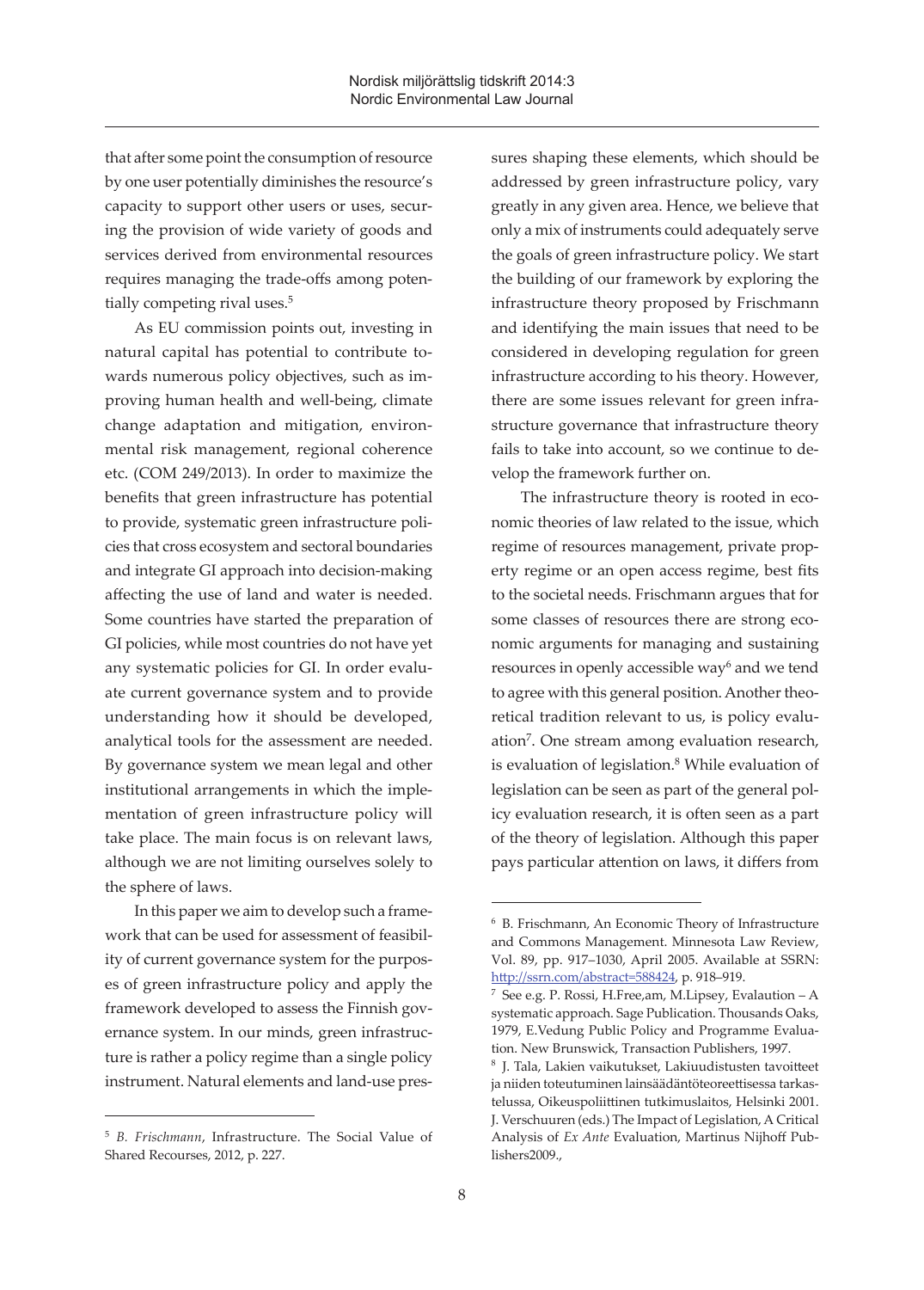that after some point the consumption of resource by one user potentially diminishes the resource's capacity to support other users or uses, securing the provision of wide variety of goods and services derived from environmental resources requires managing the trade-offs among potentially competing rival uses.[5]

As EU commission points out, investing in natural capital has potential to contribute towards numerous policy objectives, such as improving human health and well-being, climate change adaptation and mitigation, environmental risk management, regional coherence etc. (COM 249/2013). In order to maximize the benefits that green infrastructure has potential to provide, systematic green infrastructure policies that cross ecosystem and sectoral boundaries and integrate GI approach into decision-making affecting the use of land and water is needed. Some countries have started the preparation of GI policies, while most countries do not have yet any systematic policies for GI. In order evaluate current governance system and to provide understanding how it should be developed, analytical tools for the assessment are needed. By governance system we mean legal and other institutional arrangements in which the implementation of green infrastructure policy will take place. The main focus is on relevant laws, although we are not limiting ourselves solely to the sphere of laws.

In this paper we aim to develop such a framework that can be used for assessment of feasibility of current governance system for the purposes of green infrastructure policy and apply the framework developed to assess the Finnish governance system. In our minds, green infrastructure is rather a policy regime than a single policy instrument. Natural elements and land-use pressures shaping these elements, which should be addressed by green infrastructure policy, vary greatly in any given area. Hence, we believe that only a mix of instruments could adequately serve the goals of green infrastructure policy. We start the building of our framework by exploring the infrastructure theory proposed by Frischmann and identifying the main issues that need to be considered in developing regulation for green infrastructure according to his theory. However, there are some issues relevant for green infrastructure governance that infrastructure theory fails to take into account, so we continue to develop the framework further on.

The infrastructure theory is rooted in economic theories of law related to the issue, which regime of resources management, private property regime or an open access regime, best fits to the societal needs. Frischmann argues that for some classes of resources there are strong economic arguments for managing and sustaining resources in openly accessible way[6] and we tend to agree with this general position. Another theoretical tradition relevant to us, is policy evaluation[7]. One stream among evaluation research, is evaluation of legislation.[8] While evaluation of legislation can be seen as part of the general policy evaluation research, it is often seen as a part of the theory of legislation. Although this paper pays particular attention on laws, it differs from

---

[5] *B. Frischmann*, Infrastructure. The Social Value of Shared Recourses, 2012, p. 227.

[6] B. Frischmann, An Economic Theory of Infrastructure and Commons Management. Minnesota Law Review, Vol. 89, pp. 917–1030, April 2005. Available at SSRN: http://ssrn.com/abstract=588424, p. 918–919.

[7] See e.g. P. Rossi, H.Free,am, M.Lipsey, Evalaution – A systematic approach. Sage Publication. Thousands Oaks, 1979, E.Vedung Public Policy and Programme Evaluation. New Brunswick, Transaction Publishers, 1997.

[8] J. Tala, Lakien vaikutukset, Lakiuudistusten tavoitteet ja niiden toteutuminen lainsäädäntöteoreettisessa tarkastelussa, Oikeuspoliittinen tutkimuslaitos, Helsinki 2001. J. Verschuuren (eds.) The Impact of Legislation, A Critical Analysis of *Ex Ante* Evaluation, Martinus Nijhoff Publishers2009.,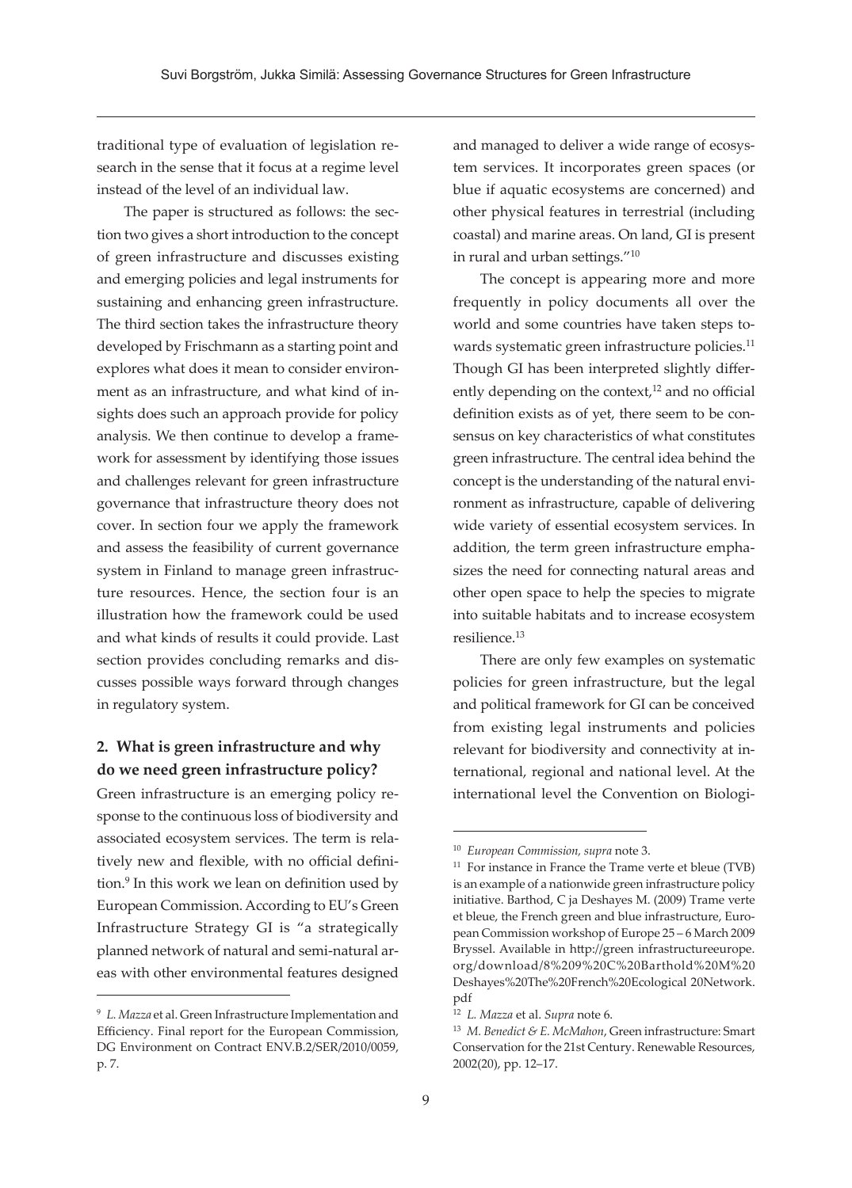traditional type of evaluation of legislation research in the sense that it focus at a regime level instead of the level of an individual law.

The paper is structured as follows: the section two gives a short introduction to the concept of green infrastructure and discusses existing and emerging policies and legal instruments for sustaining and enhancing green infrastructure. The third section takes the infrastructure theory developed by Frischmann as a starting point and explores what does it mean to consider environment as an infrastructure, and what kind of insights does such an approach provide for policy analysis. We then continue to develop a framework for assessment by identifying those issues and challenges relevant for green infrastructure governance that infrastructure theory does not cover. In section four we apply the framework and assess the feasibility of current governance system in Finland to manage green infrastructure resources. Hence, the section four is an illustration how the framework could be used and what kinds of results it could provide. Last section provides concluding remarks and discusses possible ways forward through changes in regulatory system.

## 2. What is green infrastructure and why do we need green infrastructure policy?

Green infrastructure is an emerging policy response to the continuous loss of biodiversity and associated ecosystem services. The term is relatively new and flexible, with no official definition.[9] In this work we lean on definition used by European Commission. According to EU's Green Infrastructure Strategy GI is "a strategically planned network of natural and semi-natural areas with other environmental features designed and managed to deliver a wide range of ecosystem services. It incorporates green spaces (or blue if aquatic ecosystems are concerned) and other physical features in terrestrial (including coastal) and marine areas. On land, GI is present in rural and urban settings."[10]

The concept is appearing more and more frequently in policy documents all over the world and some countries have taken steps towards systematic green infrastructure policies.[11] Though GI has been interpreted slightly differently depending on the context,[12] and no official definition exists as of yet, there seem to be consensus on key characteristics of what constitutes green infrastructure. The central idea behind the concept is the understanding of the natural environment as infrastructure, capable of delivering wide variety of essential ecosystem services. In addition, the term green infrastructure emphasizes the need for connecting natural areas and other open space to help the species to migrate into suitable habitats and to increase ecosystem resilience.[13]

There are only few examples on systematic policies for green infrastructure, but the legal and political framework for GI can be conceived from existing legal instruments and policies relevant for biodiversity and connectivity at international, regional and national level. At the international level the Convention on Biologi-

---

[9] *L. Mazza* et al. Green Infrastructure Implementation and Efficiency. Final report for the European Commission, DG Environment on Contract ENV.B.2/SER/2010/0059, p. 7.

[10] *European Commission, supra* note 3.

[11] For instance in France the Trame verte et bleue (TVB) is an example of a nationwide green infrastructure policy initiative. Barthod, C ja Deshayes M. (2009) Trame verte et bleue, the French green and blue infrastructure, European Commission workshop of Europe 25 – 6 March 2009 Bryssel. Available in http://green infrastructureeurope.org/download/8%209%20C%20Barthold%20M%20Deshayes%20The%20French%20Ecological 20Network.pdf

[12] *L. Mazza* et al. *Supra* note 6.

[13] *M. Benedict & E. McMahon*, Green infrastructure: Smart Conservation for the 21st Century. Renewable Resources, 2002(20), pp. 12–17.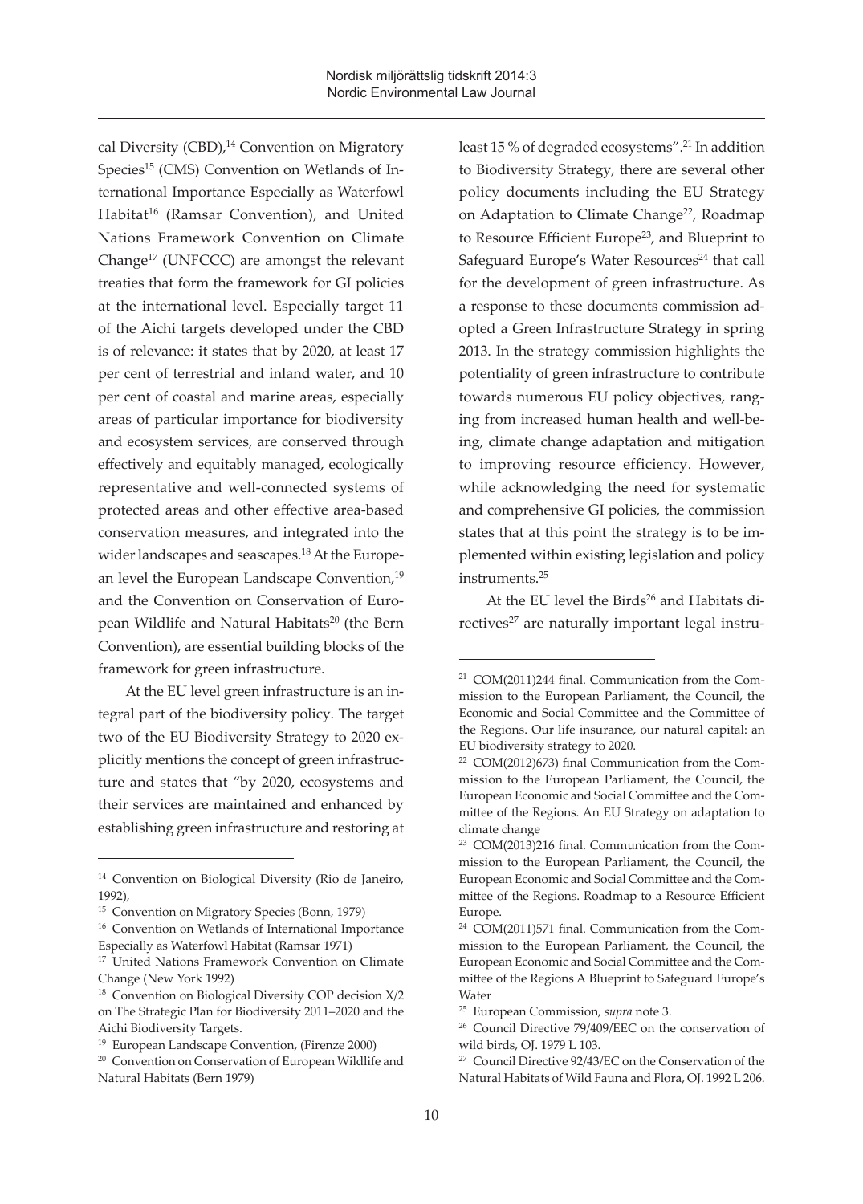cal Diversity (CBD),[14] Convention on Migratory Species[15] (CMS) Convention on Wetlands of International Importance Especially as Waterfowl Habitat[16] (Ramsar Convention), and United Nations Framework Convention on Climate Change[17] (UNFCCC) are amongst the relevant treaties that form the framework for GI policies at the international level. Especially target 11 of the Aichi targets developed under the CBD is of relevance: it states that by 2020, at least 17 per cent of terrestrial and inland water, and 10 per cent of coastal and marine areas, especially areas of particular importance for biodiversity and ecosystem services, are conserved through effectively and equitably managed, ecologically representative and well-connected systems of protected areas and other effective area-based conservation measures, and integrated into the wider landscapes and seascapes.[18] At the European level the European Landscape Convention,[19] and the Convention on Conservation of European Wildlife and Natural Habitats[20] (the Bern Convention), are essential building blocks of the framework for green infrastructure.

At the EU level green infrastructure is an integral part of the biodiversity policy. The target two of the EU Biodiversity Strategy to 2020 explicitly mentions the concept of green infrastructure and states that "by 2020, ecosystems and their services are maintained and enhanced by establishing green infrastructure and restoring at least 15 % of degraded ecosystems".[21] In addition to Biodiversity Strategy, there are several other policy documents including the EU Strategy on Adaptation to Climate Change[22], Roadmap to Resource Efficient Europe[23], and Blueprint to Safeguard Europe's Water Resources[24] that call for the development of green infrastructure. As a response to these documents commission adopted a Green Infrastructure Strategy in spring 2013. In the strategy commission highlights the potentiality of green infrastructure to contribute towards numerous EU policy objectives, ranging from increased human health and well-being, climate change adaptation and mitigation to improving resource efficiency. However, while acknowledging the need for systematic and comprehensive GI policies, the commission states that at this point the strategy is to be implemented within existing legislation and policy instruments.[25]

At the EU level the Birds[26] and Habitats directives[27] are naturally important legal instru-

---

[14] Convention on Biological Diversity (Rio de Janeiro, 1992),

[15] Convention on Migratory Species (Bonn, 1979)

[16] Convention on Wetlands of International Importance Especially as Waterfowl Habitat (Ramsar 1971)

[17] United Nations Framework Convention on Climate Change (New York 1992)

[18] Convention on Biological Diversity COP decision X/2 on The Strategic Plan for Biodiversity 2011–2020 and the Aichi Biodiversity Targets.

[19] European Landscape Convention, (Firenze 2000)

[20] Convention on Conservation of European Wildlife and Natural Habitats (Bern 1979)

[21] COM(2011)244 final. Communication from the Commission to the European Parliament, the Council, the Economic and Social Committee and the Committee of the Regions. Our life insurance, our natural capital: an EU biodiversity strategy to 2020.

[22] COM(2012)673) final Communication from the Commission to the European Parliament, the Council, the European Economic and Social Committee and the Committee of the Regions. An EU Strategy on adaptation to climate change

[23] COM(2013)216 final. Communication from the Commission to the European Parliament, the Council, the European Economic and Social Committee and the Committee of the Regions. Roadmap to a Resource Efficient Europe.

[24] COM(2011)571 final. Communication from the Commission to the European Parliament, the Council, the European Economic and Social Committee and the Committee of the Regions A Blueprint to Safeguard Europe's Water

[25] European Commission, *supra* note 3.

[26] Council Directive 79/409/EEC on the conservation of wild birds, OJ. 1979 L 103.

[27] Council Directive 92/43/EC on the Conservation of the Natural Habitats of Wild Fauna and Flora, OJ. 1992 L 206.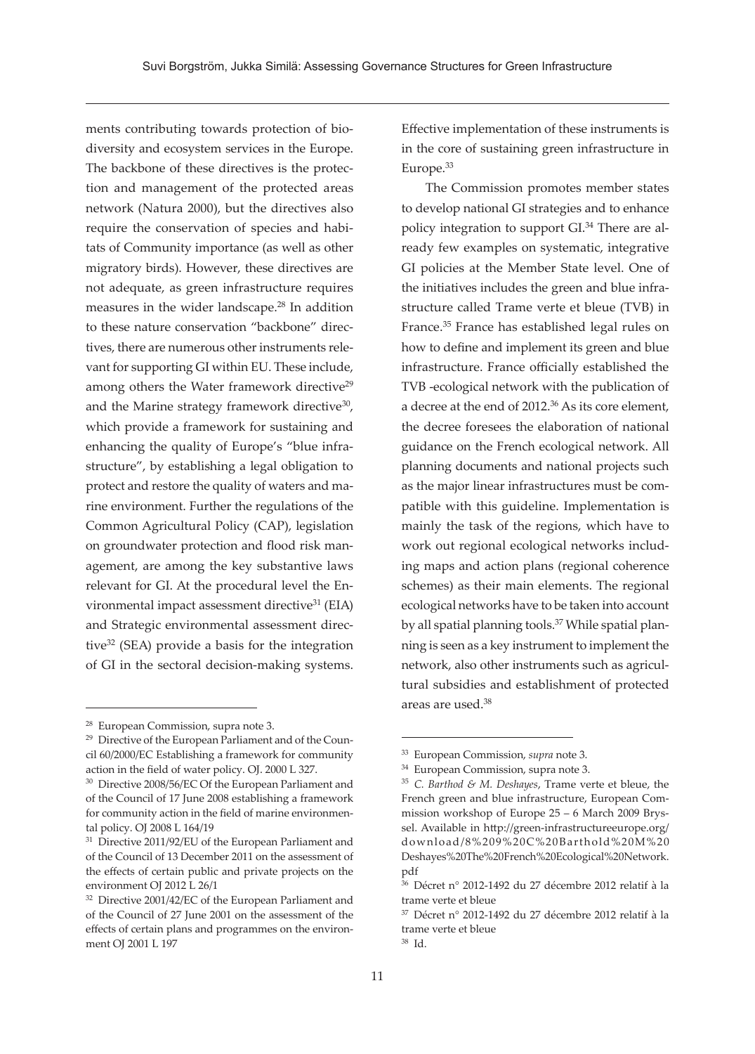ments contributing towards protection of biodiversity and ecosystem services in the Europe. The backbone of these directives is the protection and management of the protected areas network (Natura 2000), but the directives also require the conservation of species and habitats of Community importance (as well as other migratory birds). However, these directives are not adequate, as green infrastructure requires measures in the wider landscape.[28] In addition to these nature conservation "backbone" directives, there are numerous other instruments relevant for supporting GI within EU. These include, among others the Water framework directive[29] and the Marine strategy framework directive[30], which provide a framework for sustaining and enhancing the quality of Europe's "blue infrastructure", by establishing a legal obligation to protect and restore the quality of waters and marine environment. Further the regulations of the Common Agricultural Policy (CAP), legislation on groundwater protection and flood risk management, are among the key substantive laws relevant for GI. At the procedural level the Environmental impact assessment directive[31] (EIA) and Strategic environmental assessment directive[32] (SEA) provide a basis for the integration of GI in the sectoral decision-making systems. Effective implementation of these instruments is in the core of sustaining green infrastructure in Europe.[33]

The Commission promotes member states to develop national GI strategies and to enhance policy integration to support GI.[34] There are already few examples on systematic, integrative GI policies at the Member State level. One of the initiatives includes the green and blue infrastructure called Trame verte et bleue (TVB) in France.[35] France has established legal rules on how to define and implement its green and blue infrastructure. France officially established the TVB -ecological network with the publication of a decree at the end of 2012.[36] As its core element, the decree foresees the elaboration of national guidance on the French ecological network. All planning documents and national projects such as the major linear infrastructures must be compatible with this guideline. Implementation is mainly the task of the regions, which have to work out regional ecological networks including maps and action plans (regional coherence schemes) as their main elements. The regional ecological networks have to be taken into account by all spatial planning tools.[37] While spatial planning is seen as a key instrument to implement the network, also other instruments such as agricultural subsidies and establishment of protected areas are used.[38]

---

[28] European Commission, supra note 3.

[29] Directive of the European Parliament and of the Council 60/2000/EC Establishing a framework for community action in the field of water policy. OJ. 2000 L 327.

[30] Directive 2008/56/EC Of the European Parliament and of the Council of 17 June 2008 establishing a framework for community action in the field of marine environmental policy. OJ 2008 L 164/19

[31] Directive 2011/92/EU of the European Parliament and of the Council of 13 December 2011 on the assessment of the effects of certain public and private projects on the environment OJ 2012 L 26/1

[32] Directive 2001/42/EC of the European Parliament and of the Council of 27 June 2001 on the assessment of the effects of certain plans and programmes on the environment OJ 2001 L 197

[33] European Commission, *supra* note 3.

[34] European Commission, supra note 3.

[35] *C. Barthod & M. Deshayes*, Trame verte et bleue, the French green and blue infrastructure, European Commission workshop of Europe 25 – 6 March 2009 Bryssel. Available in http://green-infrastructureeurope.org/download/8%209%20C%20Barthold%20M%20Deshayes%20The%20French%20Ecological%20Network.pdf

[36] Décret n° 2012-1492 du 27 décembre 2012 relatif à la trame verte et bleue

[37] Décret n° 2012-1492 du 27 décembre 2012 relatif à la trame verte et bleue

[38] Id.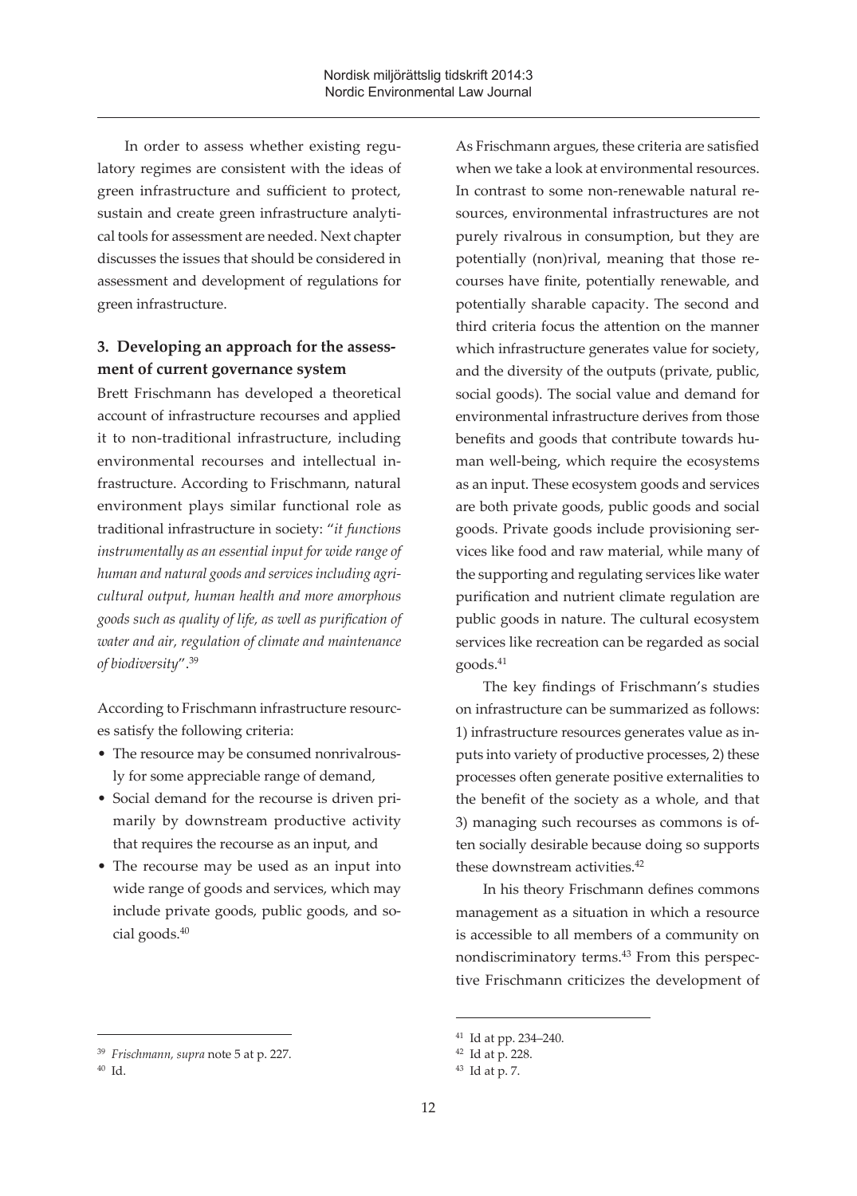In order to assess whether existing regulatory regimes are consistent with the ideas of green infrastructure and sufficient to protect, sustain and create green infrastructure analytical tools for assessment are needed. Next chapter discusses the issues that should be considered in assessment and development of regulations for green infrastructure.

## 3. Developing an approach for the assessment of current governance system

Brett Frischmann has developed a theoretical account of infrastructure recourses and applied it to non-traditional infrastructure, including environmental recourses and intellectual infrastructure. According to Frischmann, natural environment plays similar functional role as traditional infrastructure in society: "*it functions instrumentally as an essential input for wide range of human and natural goods and services including agricultural output, human health and more amorphous goods such as quality of life, as well as purification of water and air, regulation of climate and maintenance of biodiversity*".[39]

According to Frischmann infrastructure resources satisfy the following criteria:

- The resource may be consumed nonrivalrously for some appreciable range of demand,
- Social demand for the recourse is driven primarily by downstream productive activity that requires the recourse as an input, and
- The recourse may be used as an input into wide range of goods and services, which may include private goods, public goods, and social goods.[40]

As Frischmann argues, these criteria are satisfied when we take a look at environmental resources. In contrast to some non-renewable natural resources, environmental infrastructures are not purely rivalrous in consumption, but they are potentially (non)rival, meaning that those recourses have finite, potentially renewable, and potentially sharable capacity. The second and third criteria focus the attention on the manner which infrastructure generates value for society, and the diversity of the outputs (private, public, social goods). The social value and demand for environmental infrastructure derives from those benefits and goods that contribute towards human well-being, which require the ecosystems as an input. These ecosystem goods and services are both private goods, public goods and social goods. Private goods include provisioning services like food and raw material, while many of the supporting and regulating services like water purification and nutrient climate regulation are public goods in nature. The cultural ecosystem services like recreation can be regarded as social goods.[41]

The key findings of Frischmann's studies on infrastructure can be summarized as follows: 1) infrastructure resources generates value as inputs into variety of productive processes, 2) these processes often generate positive externalities to the benefit of the society as a whole, and that 3) managing such recourses as commons is often socially desirable because doing so supports these downstream activities.[42]

In his theory Frischmann defines commons management as a situation in which a resource is accessible to all members of a community on nondiscriminatory terms.[43] From this perspective Frischmann criticizes the development of

---

[39] *Frischmann, supra* note 5 at p. 227.

[40] Id.

[41] Id at pp. 234–240.

[42] Id at p. 228.

[43] Id at p. 7.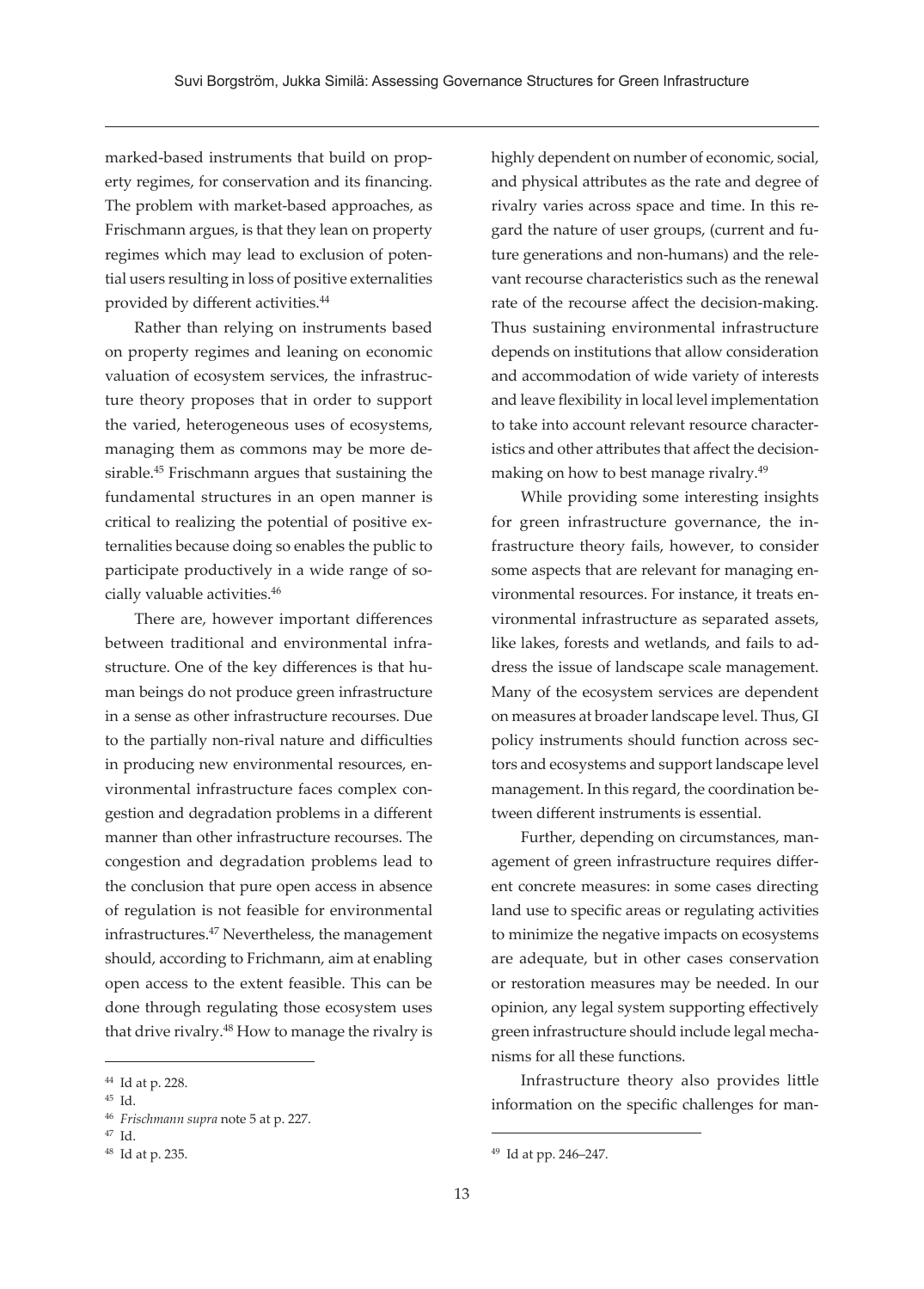marked-based instruments that build on property regimes, for conservation and its financing. The problem with market-based approaches, as Frischmann argues, is that they lean on property regimes which may lead to exclusion of potential users resulting in loss of positive externalities provided by different activities.[44]

Rather than relying on instruments based on property regimes and leaning on economic valuation of ecosystem services, the infrastructure theory proposes that in order to support the varied, heterogeneous uses of ecosystems, managing them as commons may be more desirable.[45] Frischmann argues that sustaining the fundamental structures in an open manner is critical to realizing the potential of positive externalities because doing so enables the public to participate productively in a wide range of socially valuable activities.[46]

There are, however important differences between traditional and environmental infrastructure. One of the key differences is that human beings do not produce green infrastructure in a sense as other infrastructure recourses. Due to the partially non-rival nature and difficulties in producing new environmental resources, environmental infrastructure faces complex congestion and degradation problems in a different manner than other infrastructure recourses. The congestion and degradation problems lead to the conclusion that pure open access in absence of regulation is not feasible for environmental infrastructures.[47] Nevertheless, the management should, according to Frichmann, aim at enabling open access to the extent feasible. This can be done through regulating those ecosystem uses that drive rivalry.[48] How to manage the rivalry is highly dependent on number of economic, social, and physical attributes as the rate and degree of rivalry varies across space and time. In this regard the nature of user groups, (current and future generations and non-humans) and the relevant recourse characteristics such as the renewal rate of the recourse affect the decision-making. Thus sustaining environmental infrastructure depends on institutions that allow consideration and accommodation of wide variety of interests and leave flexibility in local level implementation to take into account relevant resource characteristics and other attributes that affect the decision-making on how to best manage rivalry.[49]

While providing some interesting insights for green infrastructure governance, the infrastructure theory fails, however, to consider some aspects that are relevant for managing environmental resources. For instance, it treats environmental infrastructure as separated assets, like lakes, forests and wetlands, and fails to address the issue of landscape scale management. Many of the ecosystem services are dependent on measures at broader landscape level. Thus, GI policy instruments should function across sectors and ecosystems and support landscape level management. In this regard, the coordination between different instruments is essential.

Further, depending on circumstances, management of green infrastructure requires different concrete measures: in some cases directing land use to specific areas or regulating activities to minimize the negative impacts on ecosystems are adequate, but in other cases conservation or restoration measures may be needed. In our opinion, any legal system supporting effectively green infrastructure should include legal mechanisms for all these functions.

Infrastructure theory also provides little information on the specific challenges for man-

---

[44] Id at p. 228.

[45] Id.

[46] *Frischmann supra* note 5 at p. 227.

[47] Id.

[48] Id at p. 235.

[49] Id at pp. 246–247.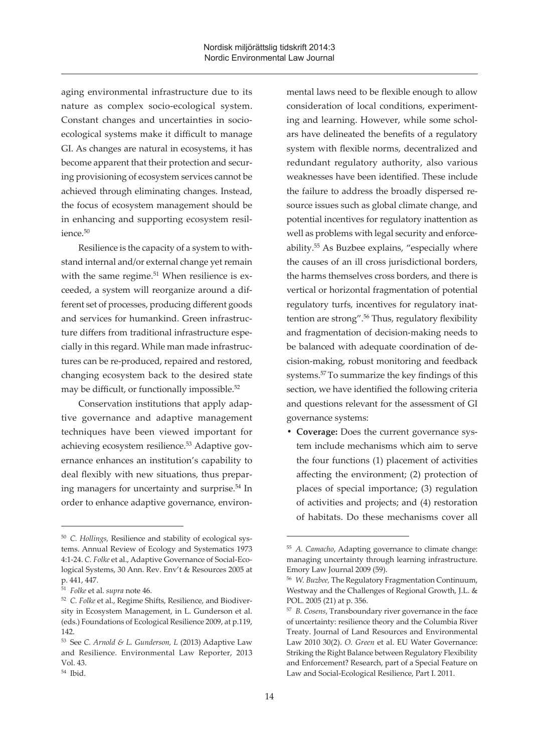aging environmental infrastructure due to its nature as complex socio-ecological system. Constant changes and uncertainties in socio-ecological systems make it difficult to manage GI. As changes are natural in ecosystems, it has become apparent that their protection and securing provisioning of ecosystem services cannot be achieved through eliminating changes. Instead, the focus of ecosystem management should be in enhancing and supporting ecosystem resilience.[50]

Resilience is the capacity of a system to withstand internal and/or external change yet remain with the same regime.[51] When resilience is exceeded, a system will reorganize around a different set of processes, producing different goods and services for humankind. Green infrastructure differs from traditional infrastructure especially in this regard. While man made infrastructures can be re-produced, repaired and restored, changing ecosystem back to the desired state may be difficult, or functionally impossible.[52]

Conservation institutions that apply adaptive governance and adaptive management techniques have been viewed important for achieving ecosystem resilience.[53] Adaptive governance enhances an institution's capability to deal flexibly with new situations, thus preparing managers for uncertainty and surprise.[54] In order to enhance adaptive governance, environmental laws need to be flexible enough to allow consideration of local conditions, experimenting and learning. However, while some scholars have delineated the benefits of a regulatory system with flexible norms, decentralized and redundant regulatory authority, also various weaknesses have been identified. These include the failure to address the broadly dispersed resource issues such as global climate change, and potential incentives for regulatory inattention as well as problems with legal security and enforceability.[55] As Buzbee explains, "especially where the causes of an ill cross jurisdictional borders, the harms themselves cross borders, and there is vertical or horizontal fragmentation of potential regulatory turfs, incentives for regulatory inattention are strong".[56] Thus, regulatory flexibility and fragmentation of decision-making needs to be balanced with adequate coordination of decision-making, robust monitoring and feedback systems.[57] To summarize the key findings of this section, we have identified the following criteria and questions relevant for the assessment of GI governance systems:

- **Coverage:** Does the current governance system include mechanisms which aim to serve the four functions (1) placement of activities affecting the environment; (2) protection of places of special importance; (3) regulation of activities and projects; and (4) restoration of habitats. Do these mechanisms cover all

---

[50] *C. Hollings,* Resilience and stability of ecological systems. Annual Review of Ecology and Systematics 1973 4:1-24. *C. Folke* et al., Adaptive Governance of Social-Ecological Systems, 30 Ann. Rev. Env't & Resources 2005 at p. 441, 447.

[51] *Folke* et al. *supra* note 46.

[52] *C. Folke* et al., Regime Shifts, Resilience, and Biodiversity in Ecosystem Management, in L. Gunderson et al. (eds.) Foundations of Ecological Resilience 2009, at p.119, 142.

[53] See *C. Arnold & L. Gunderson, L* (2013) Adaptive Law and Resilience. Environmental Law Reporter, 2013 Vol. 43.

[54] Ibid.

[55] *A. Camacho*, Adapting governance to climate change: managing uncertainty through learning infrastructure. Emory Law Journal 2009 (59).

[56] *W. Buzbee,* The Regulatory Fragmentation Continuum, Westway and the Challenges of Regional Growth, J.L. & POL. 2005 (21) at p. 356.

[57] *B. Cosens*, Transboundary river governance in the face of uncertainty: resilience theory and the Columbia River Treaty. Journal of Land Resources and Environmental Law 2010 30(2). *O. Green* et al. EU Water Governance: Striking the Right Balance between Regulatory Flexibility and Enforcement? Research, part of a Special Feature on Law and Social-Ecological Resilience, Part I. 2011.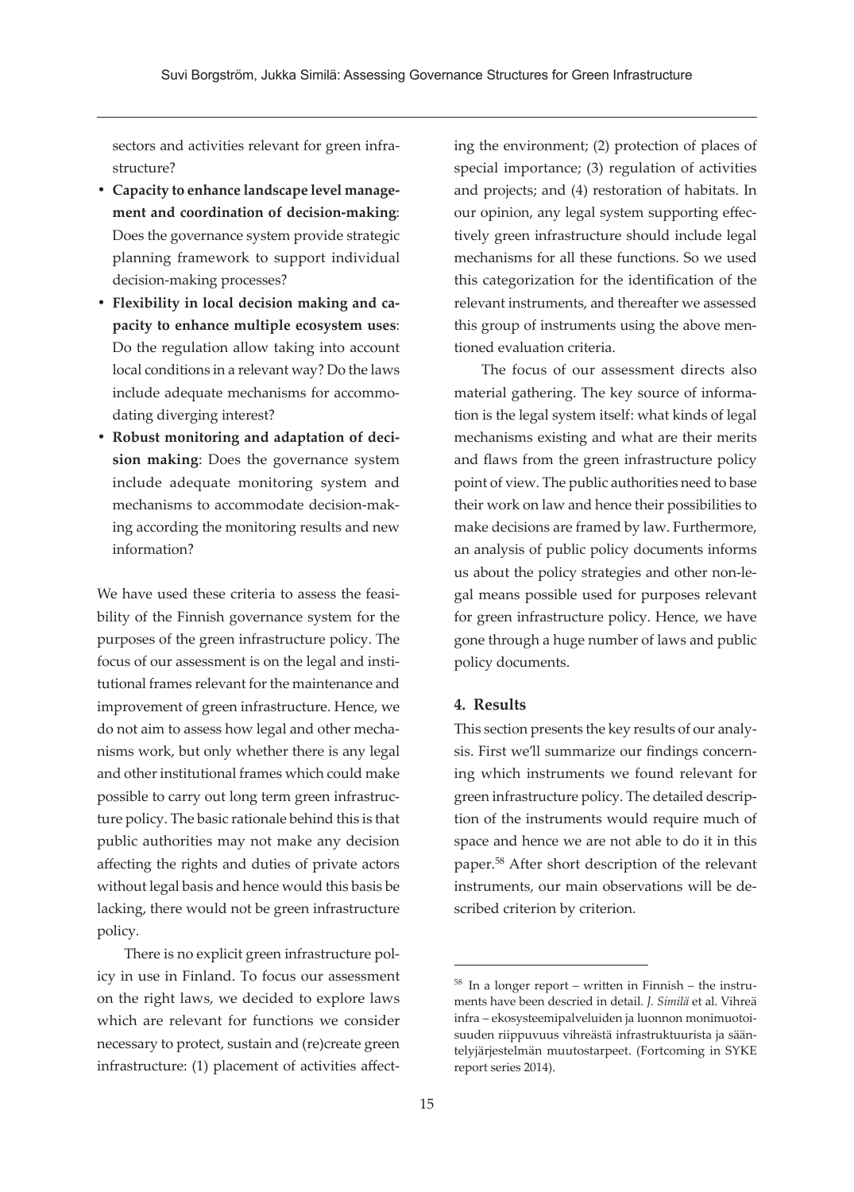sectors and activities relevant for green infrastructure?

- **Capacity to enhance landscape level management and coordination of decision-making**: Does the governance system provide strategic planning framework to support individual decision-making processes?
- **Flexibility in local decision making and capacity to enhance multiple ecosystem uses**: Do the regulation allow taking into account local conditions in a relevant way? Do the laws include adequate mechanisms for accommodating diverging interest?
- **Robust monitoring and adaptation of decision making**: Does the governance system include adequate monitoring system and mechanisms to accommodate decision-making according the monitoring results and new information?

We have used these criteria to assess the feasibility of the Finnish governance system for the purposes of the green infrastructure policy. The focus of our assessment is on the legal and institutional frames relevant for the maintenance and improvement of green infrastructure. Hence, we do not aim to assess how legal and other mechanisms work, but only whether there is any legal and other institutional frames which could make possible to carry out long term green infrastructure policy. The basic rationale behind this is that public authorities may not make any decision affecting the rights and duties of private actors without legal basis and hence would this basis be lacking, there would not be green infrastructure policy.

There is no explicit green infrastructure policy in use in Finland. To focus our assessment on the right laws, we decided to explore laws which are relevant for functions we consider necessary to protect, sustain and (re)create green infrastructure: (1) placement of activities affecting the environment; (2) protection of places of special importance; (3) regulation of activities and projects; and (4) restoration of habitats. In our opinion, any legal system supporting effectively green infrastructure should include legal mechanisms for all these functions. So we used this categorization for the identification of the relevant instruments, and thereafter we assessed this group of instruments using the above mentioned evaluation criteria.

The focus of our assessment directs also material gathering. The key source of information is the legal system itself: what kinds of legal mechanisms existing and what are their merits and flaws from the green infrastructure policy point of view. The public authorities need to base their work on law and hence their possibilities to make decisions are framed by law. Furthermore, an analysis of public policy documents informs us about the policy strategies and other non-legal means possible used for purposes relevant for green infrastructure policy. Hence, we have gone through a huge number of laws and public policy documents.

## 4. Results

This section presents the key results of our analysis. First we'll summarize our findings concerning which instruments we found relevant for green infrastructure policy. The detailed description of the instruments would require much of space and hence we are not able to do it in this paper.[58] After short description of the relevant instruments, our main observations will be described criterion by criterion.

[58] In a longer report – written in Finnish – the instruments have been descried in detail. *J. Similä* et al. Vihreä infra – ekosysteemipalveluiden ja luonnon monimuotoisuuden riippuvuus vihreästä infrastruktuurista ja sääntelyjärjestelmän muutostarpeet. (Fortcoming in SYKE report series 2014).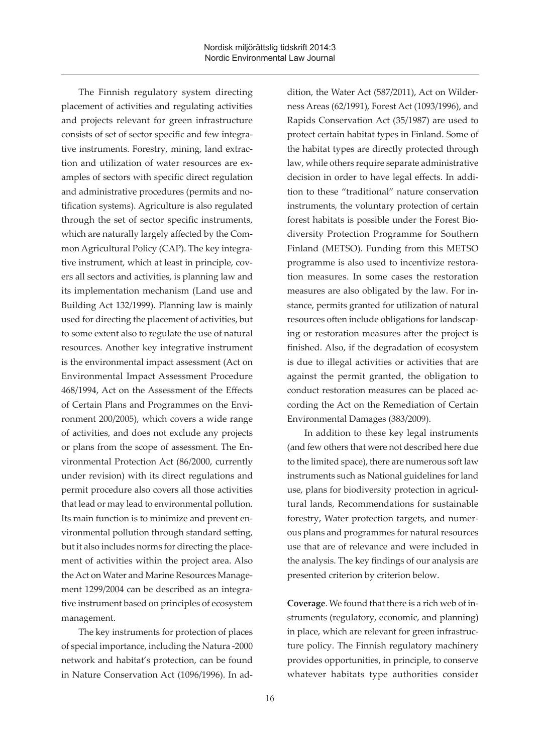The Finnish regulatory system directing placement of activities and regulating activities and projects relevant for green infrastructure consists of set of sector specific and few integrative instruments. Forestry, mining, land extraction and utilization of water resources are examples of sectors with specific direct regulation and administrative procedures (permits and notification systems). Agriculture is also regulated through the set of sector specific instruments, which are naturally largely affected by the Common Agricultural Policy (CAP). The key integrative instrument, which at least in principle, covers all sectors and activities, is planning law and its implementation mechanism (Land use and Building Act 132/1999). Planning law is mainly used for directing the placement of activities, but to some extent also to regulate the use of natural resources. Another key integrative instrument is the environmental impact assessment (Act on Environmental Impact Assessment Procedure 468/1994, Act on the Assessment of the Effects of Certain Plans and Programmes on the Environment 200/2005), which covers a wide range of activities, and does not exclude any projects or plans from the scope of assessment. The Environmental Protection Act (86/2000, currently under revision) with its direct regulations and permit procedure also covers all those activities that lead or may lead to environmental pollution. Its main function is to minimize and prevent environmental pollution through standard setting, but it also includes norms for directing the placement of activities within the project area. Also the Act on Water and Marine Resources Management 1299/2004 can be described as an integrative instrument based on principles of ecosystem management.

The key instruments for protection of places of special importance, including the Natura -2000 network and habitat's protection, can be found in Nature Conservation Act (1096/1996). In addition, the Water Act (587/2011), Act on Wilderness Areas (62/1991), Forest Act (1093/1996), and Rapids Conservation Act (35/1987) are used to protect certain habitat types in Finland. Some of the habitat types are directly protected through law, while others require separate administrative decision in order to have legal effects. In addition to these "traditional" nature conservation instruments, the voluntary protection of certain forest habitats is possible under the Forest Biodiversity Protection Programme for Southern Finland (METSO). Funding from this METSO programme is also used to incentivize restoration measures. In some cases the restoration measures are also obligated by the law. For instance, permits granted for utilization of natural resources often include obligations for landscaping or restoration measures after the project is finished. Also, if the degradation of ecosystem is due to illegal activities or activities that are against the permit granted, the obligation to conduct restoration measures can be placed according the Act on the Remediation of Certain Environmental Damages (383/2009).

In addition to these key legal instruments (and few others that were not described here due to the limited space), there are numerous soft law instruments such as National guidelines for land use, plans for biodiversity protection in agricultural lands, Recommendations for sustainable forestry, Water protection targets, and numerous plans and programmes for natural resources use that are of relevance and were included in the analysis. The key findings of our analysis are presented criterion by criterion below.

**Coverage**. We found that there is a rich web of instruments (regulatory, economic, and planning) in place, which are relevant for green infrastructure policy. The Finnish regulatory machinery provides opportunities, in principle, to conserve whatever habitats type authorities consider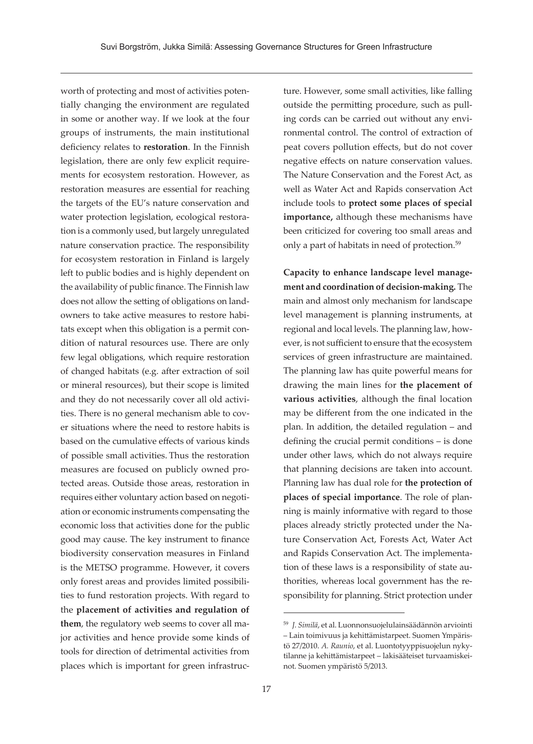worth of protecting and most of activities potentially changing the environment are regulated in some or another way. If we look at the four groups of instruments, the main institutional deficiency relates to **restoration**. In the Finnish legislation, there are only few explicit requirements for ecosystem restoration. However, as restoration measures are essential for reaching the targets of the EU's nature conservation and water protection legislation, ecological restoration is a commonly used, but largely unregulated nature conservation practice. The responsibility for ecosystem restoration in Finland is largely left to public bodies and is highly dependent on the availability of public finance. The Finnish law does not allow the setting of obligations on landowners to take active measures to restore habitats except when this obligation is a permit condition of natural resources use. There are only few legal obligations, which require restoration of changed habitats (e.g. after extraction of soil or mineral resources), but their scope is limited and they do not necessarily cover all old activities. There is no general mechanism able to cover situations where the need to restore habits is based on the cumulative effects of various kinds of possible small activities. Thus the restoration measures are focused on publicly owned protected areas. Outside those areas, restoration in requires either voluntary action based on negotiation or economic instruments compensating the economic loss that activities done for the public good may cause. The key instrument to finance biodiversity conservation measures in Finland is the METSO programme. However, it covers only forest areas and provides limited possibilities to fund restoration projects. With regard to the **placement of activities and regulation of them**, the regulatory web seems to cover all major activities and hence provide some kinds of tools for direction of detrimental activities from places which is important for green infrastructure. However, some small activities, like falling outside the permitting procedure, such as pulling cords can be carried out without any environmental control. The control of extraction of peat covers pollution effects, but do not cover negative effects on nature conservation values. The Nature Conservation and the Forest Act, as well as Water Act and Rapids conservation Act include tools to **protect some places of special importance,** although these mechanisms have been criticized for covering too small areas and only a part of habitats in need of protection.[59]

**Capacity to enhance landscape level management and coordination of decision-making.** The main and almost only mechanism for landscape level management is planning instruments, at regional and local levels. The planning law, however, is not sufficient to ensure that the ecosystem services of green infrastructure are maintained. The planning law has quite powerful means for drawing the main lines for **the placement of various activities**, although the final location may be different from the one indicated in the plan. In addition, the detailed regulation – and defining the crucial permit conditions – is done under other laws, which do not always require that planning decisions are taken into account. Planning law has dual role for **the protection of places of special importance**. The role of planning is mainly informative with regard to those places already strictly protected under the Nature Conservation Act, Forests Act, Water Act and Rapids Conservation Act. The implementation of these laws is a responsibility of state authorities, whereas local government has the responsibility for planning. Strict protection under

---

[59] *J. Similä*, et al. Luonnonsuojelulainsäädännön arviointi – Lain toimivuus ja kehittämistarpeet. Suomen Ympäristö 27/2010. *A. Raunio*, et al. Luontotyyppisuojelun nykytilanne ja kehittämistarpeet – lakisääteiset turvaamiskeinot. Suomen ympäristö 5/2013.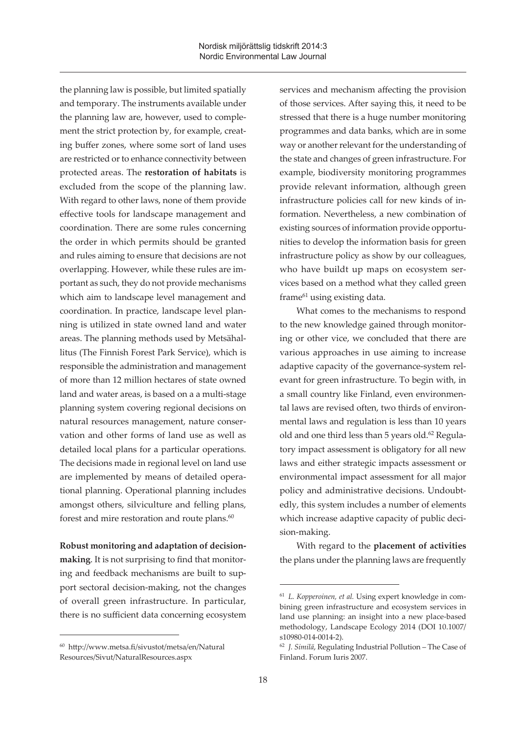the planning law is possible, but limited spatially and temporary. The instruments available under the planning law are, however, used to complement the strict protection by, for example, creating buffer zones, where some sort of land uses are restricted or to enhance connectivity between protected areas. The **restoration of habitats** is excluded from the scope of the planning law. With regard to other laws, none of them provide effective tools for landscape management and coordination. There are some rules concerning the order in which permits should be granted and rules aiming to ensure that decisions are not overlapping. However, while these rules are important as such, they do not provide mechanisms which aim to landscape level management and coordination. In practice, landscape level planning is utilized in state owned land and water areas. The planning methods used by Metsähallitus (The Finnish Forest Park Service), which is responsible the administration and management of more than 12 million hectares of state owned land and water areas, is based on a a multi-stage planning system covering regional decisions on natural resources management, nature conservation and other forms of land use as well as detailed local plans for a particular operations. The decisions made in regional level on land use are implemented by means of detailed operational planning. Operational planning includes amongst others, silviculture and felling plans, forest and mire restoration and route plans.[60]

**Robust monitoring and adaptation of decision-making**. It is not surprising to find that monitoring and feedback mechanisms are built to support sectoral decision-making, not the changes of overall green infrastructure. In particular, there is no sufficient data concerning ecosystem services and mechanism affecting the provision of those services. After saying this, it need to be stressed that there is a huge number monitoring programmes and data banks, which are in some way or another relevant for the understanding of the state and changes of green infrastructure. For example, biodiversity monitoring programmes provide relevant information, although green infrastructure policies call for new kinds of information. Nevertheless, a new combination of existing sources of information provide opportunities to develop the information basis for green infrastructure policy as show by our colleagues, who have buildt up maps on ecosystem services based on a method what they called green frame[61] using existing data.

What comes to the mechanisms to respond to the new knowledge gained through monitoring or other vice, we concluded that there are various approaches in use aiming to increase adaptive capacity of the governance-system relevant for green infrastructure. To begin with, in a small country like Finland, even environmental laws are revised often, two thirds of environmental laws and regulation is less than 10 years old and one third less than 5 years old.[62] Regulatory impact assessment is obligatory for all new laws and either strategic impacts assessment or environmental impact assessment for all major policy and administrative decisions. Undoubtedly, this system includes a number of elements which increase adaptive capacity of public decision-making.

With regard to the **placement of activities** the plans under the planning laws are frequently

---

[60] http://www.metsa.fi/sivustot/metsa/en/NaturalResources/Sivut/NaturalResources.aspx

[61] *L. Kopperoinen, et al.* Using expert knowledge in combining green infrastructure and ecosystem services in land use planning: an insight into a new place-based methodology, Landscape Ecology 2014 (DOI 10.1007/s10980-014-0014-2).

[62] *J. Similä*, Regulating Industrial Pollution – The Case of Finland. Forum Iuris 2007.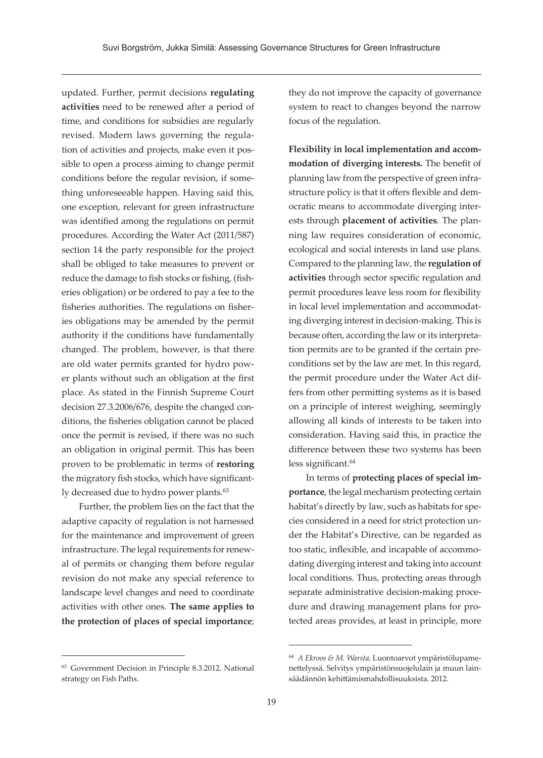updated. Further, permit decisions **regulating activities** need to be renewed after a period of time, and conditions for subsidies are regularly revised. Modern laws governing the regulation of activities and projects, make even it possible to open a process aiming to change permit conditions before the regular revision, if something unforeseeable happen. Having said this, one exception, relevant for green infrastructure was identified among the regulations on permit procedures. According the Water Act (2011/587) section 14 the party responsible for the project shall be obliged to take measures to prevent or reduce the damage to fish stocks or fishing, (fisheries obligation) or be ordered to pay a fee to the fisheries authorities. The regulations on fisheries obligations may be amended by the permit authority if the conditions have fundamentally changed. The problem, however, is that there are old water permits granted for hydro power plants without such an obligation at the first place. As stated in the Finnish Supreme Court decision 27.3.2006/676, despite the changed conditions, the fisheries obligation cannot be placed once the permit is revised, if there was no such an obligation in original permit. This has been proven to be problematic in terms of **restoring** the migratory fish stocks, which have significantly decreased due to hydro power plants.[63]

Further, the problem lies on the fact that the adaptive capacity of regulation is not harnessed for the maintenance and improvement of green infrastructure. The legal requirements for renewal of permits or changing them before regular revision do not make any special reference to landscape level changes and need to coordinate activities with other ones. **The same applies to the protection of places of special importance**; they do not improve the capacity of governance system to react to changes beyond the narrow focus of the regulation.

**Flexibility in local implementation and accommodation of diverging interests.** The benefit of planning law from the perspective of green infrastructure policy is that it offers flexible and democratic means to accommodate diverging interests through **placement of activities**. The planning law requires consideration of economic, ecological and social interests in land use plans. Compared to the planning law, the **regulation of activities** through sector specific regulation and permit procedures leave less room for flexibility in local level implementation and accommodating diverging interest in decision-making. This is because often, according the law or its interpretation permits are to be granted if the certain preconditions set by the law are met. In this regard, the permit procedure under the Water Act differs from other permitting systems as it is based on a principle of interest weighing, seemingly allowing all kinds of interests to be taken into consideration. Having said this, in practice the difference between these two systems has been less significant.[64]

In terms of **protecting places of special importance**, the legal mechanism protecting certain habitat's directly by law, such as habitats for species considered in a need for strict protection under the Habitat's Directive, can be regarded as too static, inflexible, and incapable of accommodating diverging interest and taking into account local conditions. Thus, protecting areas through separate administrative decision-making procedure and drawing management plans for protected areas provides, at least in principle, more

---

[63] Government Decision in Principle 8.3.2012. National strategy on Fish Paths.

[64] *A Ekroos & M. Warsta,* Luontoarvot ympäristölupamenettelyssä. Selvitys ympäristönsuojelulain ja muun lainsäädännön kehittämismahdollisuuksista. 2012.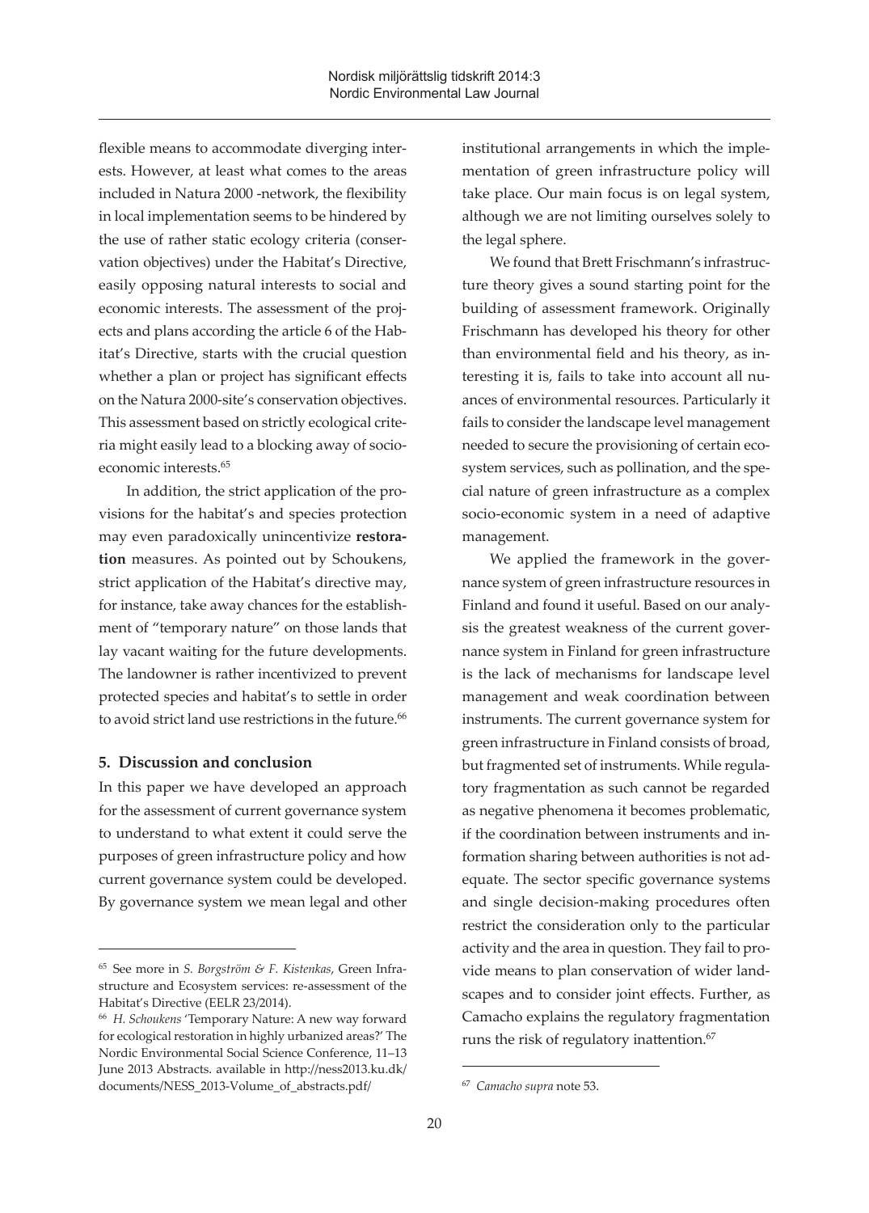flexible means to accommodate diverging interests. However, at least what comes to the areas included in Natura 2000 -network, the flexibility in local implementation seems to be hindered by the use of rather static ecology criteria (conservation objectives) under the Habitat's Directive, easily opposing natural interests to social and economic interests. The assessment of the projects and plans according the article 6 of the Habitat's Directive, starts with the crucial question whether a plan or project has significant effects on the Natura 2000-site's conservation objectives. This assessment based on strictly ecological criteria might easily lead to a blocking away of socio-economic interests.[65]

In addition, the strict application of the provisions for the habitat's and species protection may even paradoxically unincentivize **restoration** measures. As pointed out by Schoukens, strict application of the Habitat's directive may, for instance, take away chances for the establishment of "temporary nature" on those lands that lay vacant waiting for the future developments. The landowner is rather incentivized to prevent protected species and habitat's to settle in order to avoid strict land use restrictions in the future.[66]

## 5. Discussion and conclusion

In this paper we have developed an approach for the assessment of current governance system to understand to what extent it could serve the purposes of green infrastructure policy and how current governance system could be developed. By governance system we mean legal and other institutional arrangements in which the implementation of green infrastructure policy will take place. Our main focus is on legal system, although we are not limiting ourselves solely to the legal sphere.

We found that Brett Frischmann's infrastructure theory gives a sound starting point for the building of assessment framework. Originally Frischmann has developed his theory for other than environmental field and his theory, as interesting it is, fails to take into account all nuances of environmental resources. Particularly it fails to consider the landscape level management needed to secure the provisioning of certain ecosystem services, such as pollination, and the special nature of green infrastructure as a complex socio-economic system in a need of adaptive management.

We applied the framework in the governance system of green infrastructure resources in Finland and found it useful. Based on our analysis the greatest weakness of the current governance system in Finland for green infrastructure is the lack of mechanisms for landscape level management and weak coordination between instruments. The current governance system for green infrastructure in Finland consists of broad, but fragmented set of instruments. While regulatory fragmentation as such cannot be regarded as negative phenomena it becomes problematic, if the coordination between instruments and information sharing between authorities is not adequate. The sector specific governance systems and single decision-making procedures often restrict the consideration only to the particular activity and the area in question. They fail to provide means to plan conservation of wider landscapes and to consider joint effects. Further, as Camacho explains the regulatory fragmentation runs the risk of regulatory inattention.[67]

---

[65] See more in *S. Borgström & F. Kistenkas*, Green Infrastructure and Ecosystem services: re-assessment of the Habitat's Directive (EELR 23/2014).

[66] *H. Schoukens* 'Temporary Nature: A new way forward for ecological restoration in highly urbanized areas?' The Nordic Environmental Social Science Conference, 11–13 June 2013 Abstracts. available in http://ness2013.ku.dk/documents/NESS_2013-Volume_of_abstracts.pdf/

[67] *Camacho supra* note 53.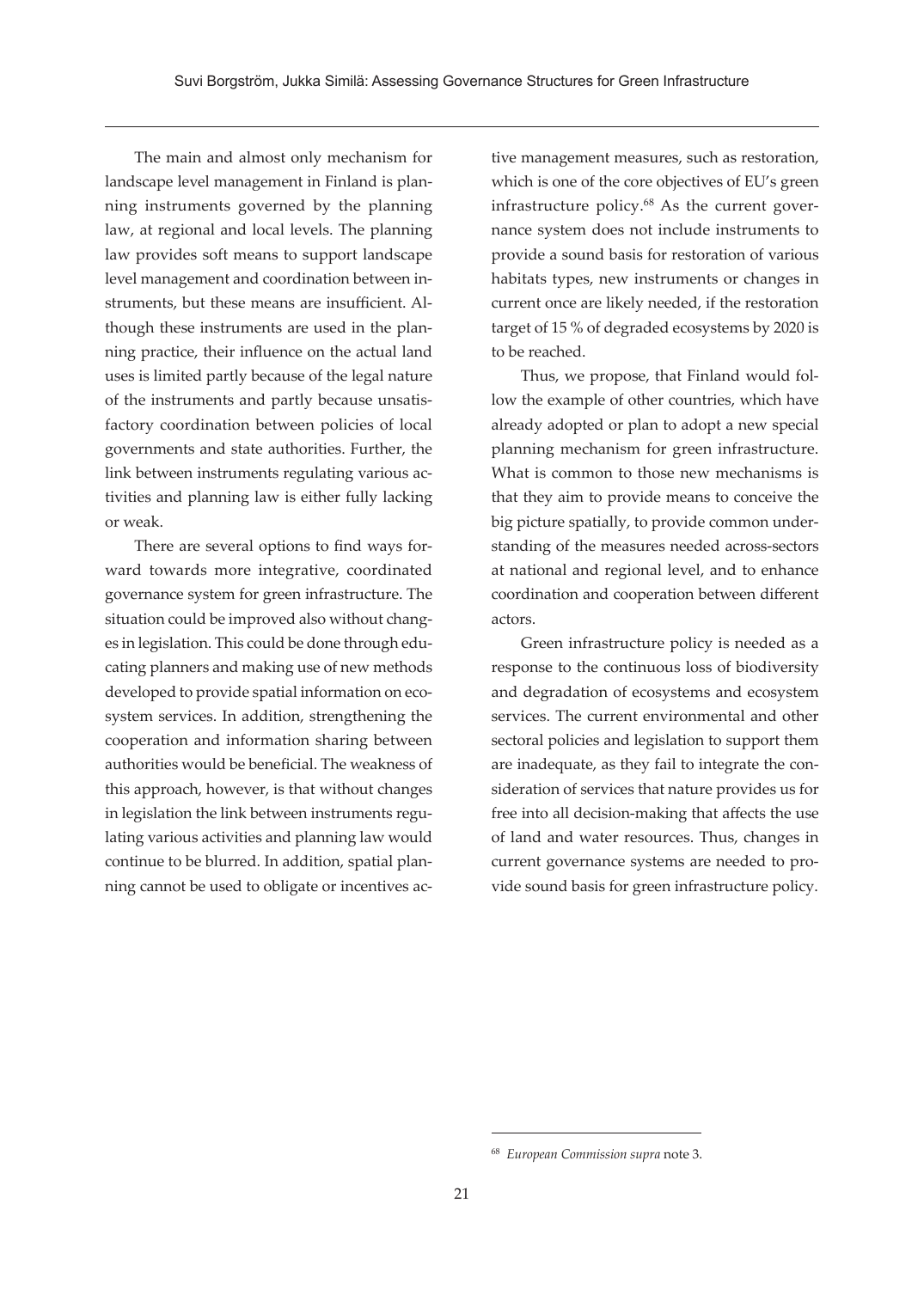The main and almost only mechanism for landscape level management in Finland is planning instruments governed by the planning law, at regional and local levels. The planning law provides soft means to support landscape level management and coordination between instruments, but these means are insufficient. Although these instruments are used in the planning practice, their influence on the actual land uses is limited partly because of the legal nature of the instruments and partly because unsatisfactory coordination between policies of local governments and state authorities. Further, the link between instruments regulating various activities and planning law is either fully lacking or weak.

There are several options to find ways forward towards more integrative, coordinated governance system for green infrastructure. The situation could be improved also without changes in legislation. This could be done through educating planners and making use of new methods developed to provide spatial information on ecosystem services. In addition, strengthening the cooperation and information sharing between authorities would be beneficial. The weakness of this approach, however, is that without changes in legislation the link between instruments regulating various activities and planning law would continue to be blurred. In addition, spatial planning cannot be used to obligate or incentives active management measures, such as restoration, which is one of the core objectives of EU's green infrastructure policy.[68] As the current governance system does not include instruments to provide a sound basis for restoration of various habitats types, new instruments or changes in current once are likely needed, if the restoration target of 15 % of degraded ecosystems by 2020 is to be reached.

Thus, we propose, that Finland would follow the example of other countries, which have already adopted or plan to adopt a new special planning mechanism for green infrastructure. What is common to those new mechanisms is that they aim to provide means to conceive the big picture spatially, to provide common understanding of the measures needed across-sectors at national and regional level, and to enhance coordination and cooperation between different actors.

Green infrastructure policy is needed as a response to the continuous loss of biodiversity and degradation of ecosystems and ecosystem services. The current environmental and other sectoral policies and legislation to support them are inadequate, as they fail to integrate the consideration of services that nature provides us for free into all decision-making that affects the use of land and water resources. Thus, changes in current governance systems are needed to provide sound basis for green infrastructure policy.

---

[68] *European Commission supra* note 3.